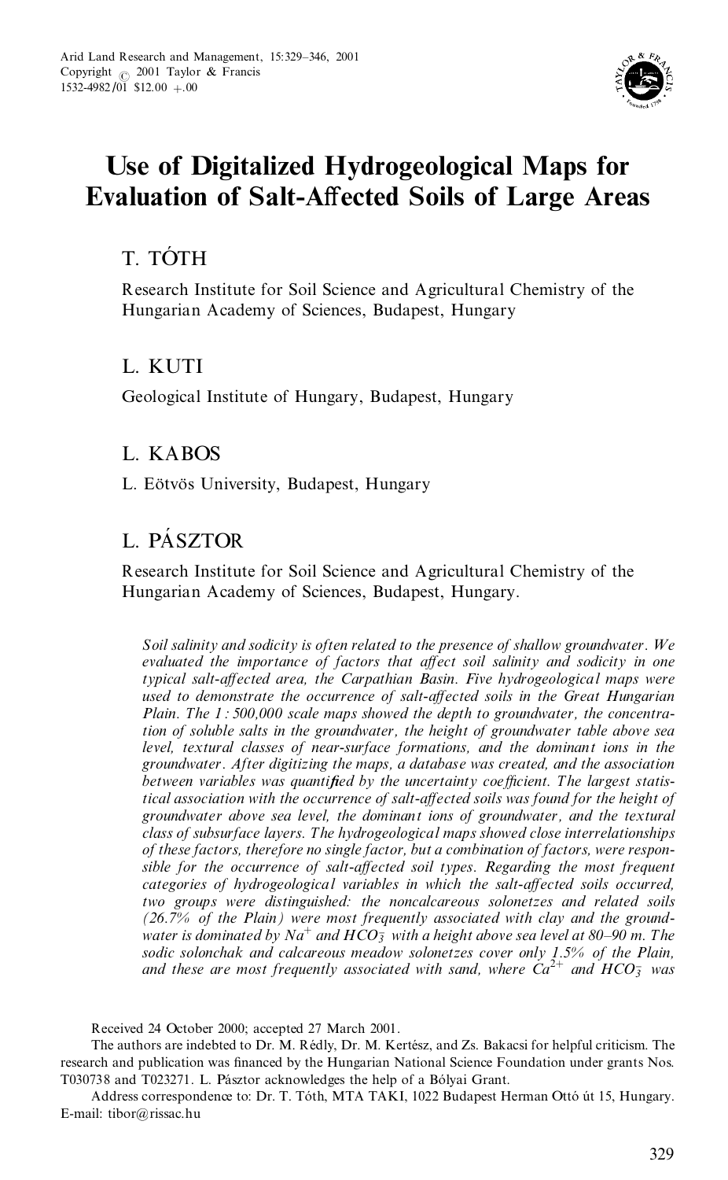# Use of Digitalized Hydrogeological Maps for Evaluation of Salt-Affected Soils of Large Areas

T. TÓTH

Research Institute for Soil Science and Agricultural Chemistry of the Hungarian Academy of Sciences, Budapest, Hungary

L. KUTI

Geological Institute of Hungary, Budapest, Hungary

L. KABOS

L. Eötvös University, Budapest, Hungary

L. PÁSZTOR

Research Institute for Soil Science and Agricultural Chemistry of the Hungarian Academy of Sciences, Budapest, Hungary.

*Soil salinity and sodicity is often related to the presence of shallow groundwater. We evaluated the importance of factors that affect soil salinity and sodicity in one typical salt-affected area, the Carpathian Basin. Five hydrogeological maps were used to demonstrate the occurrence of salt-affected soils in the Great Hungarian Plain. The 1 : 500,000 scale maps showed the depth to groundwater, the concentration of soluble salts in the groundwater, the height of groundwater table above sea level, textural classes of near-surface formations, and the dominant ions in the groundwater. After digitizing the maps, a database was created, and the association between variables was quantified by the uncertainty coefficient. The largest statistical association with the occurrence of salt-affected soils was found for the height of groundwater above sea level, the dominant ions of groundwater, and the textural class of subsurface layers. The hydrogeological maps showed close interrelationships of these factors, therefore no single factor, but a combination of factors, were responsible for the occurrence of salt-affected soil types. Regarding the most frequent categories of hydrogeological variables in which the salt-affected soils occurred, two groups were distinguished: the noncalcareous solonetzes and related soils (26.7% of the Plain) were most frequently associated with clay and the groundwater is dominated by $Na^{+}$ and $HCO_3^{-}$ with a height above sea level at 80–90 m. The sodic solonchak and calcareous meadow solonetzes cover only 1.5% of the Plain, and these are most frequently associated with sand, where $Ca^{2+}$ and $HCO_3^{-}$ was*

Received 24 October 2000; accepted 27 March 2001.

The authors are indebted to Dr. M. Rédly, Dr. M. Kertész, and Zs. Bakacsi for helpful criticism. The research and publication was financed by the Hungarian National Science Foundation under grants Nos. T030738 and T023271. L. Pásztor acknowledges the help of a Bólyai Grant.

Address correspondence to: Dr. T. Tóth, MTA TAKI, 1022 Budapest Herman Ottó út 15, Hungary. E-mail: tibor@rissac.hu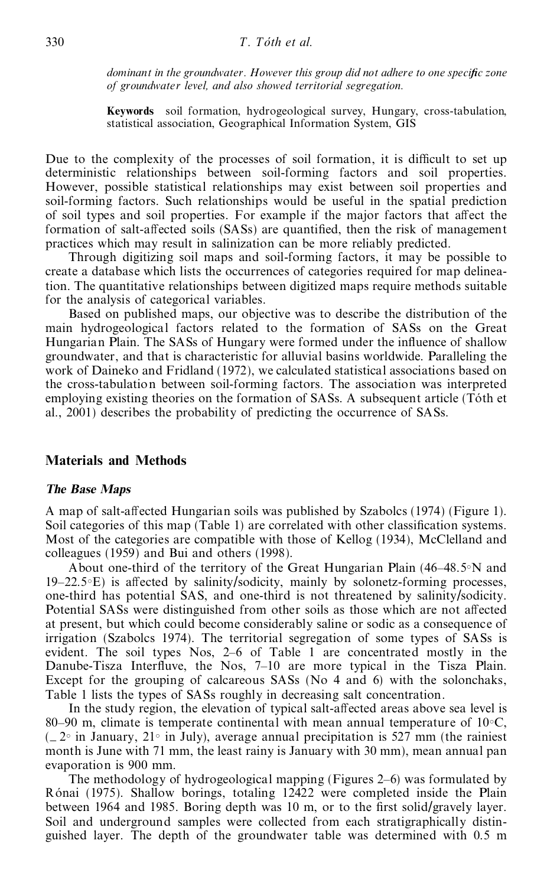*dominant in the groundwater. However this group did not adhere to one specific zone of groundwater level, and also showed territorial segregation.*

**Keywords** soil formation, hydrogeological survey, Hungary, cross-tabulation, statistical association, Geographical Information System, GIS

Due to the complexity of the processes of soil formation, it is difficult to set up deterministic relationships between soil-forming factors and soil properties. However, possible statistical relationships may exist between soil properties and soil-forming factors. Such relationships would be useful in the spatial prediction of soil types and soil properties. For example if the major factors that affect the formation of salt-affected soils (SASs) are quantified, then the risk of management practices which may result in salinization can be more reliably predicted.

Through digitizing soil maps and soil-forming factors, it may be possible to create a database which lists the occurrences of categories required for map delineation. The quantitative relationships between digitized maps require methods suitable for the analysis of categorical variables.

Based on published maps, our objective was to describe the distribution of the main hydrogeological factors related to the formation of SASs on the Great Hungarian Plain. The SASs of Hungary were formed under the influence of shallow groundwater, and that is characteristic for alluvial basins worldwide. Paralleling the work of Daineko and Fridland (1972), we calculated statistical associations based on the cross-tabulation between soil-forming factors. The association was interpreted employing existing theories on the formation of SASs. A subsequent article (Tóth et al., 2001) describes the probability of predicting the occurrence of SASs.

## Materials and Methods

### The Base Maps

A map of salt-affected Hungarian soils was published by Szabolcs (1974) (Figure 1). Soil categories of this map (Table 1) are correlated with other classification systems. Most of the categories are compatible with those of Kellog (1934), McClelland and colleagues (1959) and Bui and others (1998).

About one-third of the territory of the Great Hungarian Plain (46–48.5°N and 19–22.5°E) is affected by salinity/sodicity, mainly by solonetz-forming processes, one-third has potential SAS, and one-third is not threatened by salinity/sodicity. Potential SASs were distinguished from other soils as those which are not affected at present, but which could become considerably saline or sodic as a consequence of irrigation (Szabolcs 1974). The territorial segregation of some types of SASs is evident. The soil types Nos, 2–6 of Table 1 are concentrated mostly in the Danube-Tisza Interfluve, the Nos, 7–10 are more typical in the Tisza Plain. Except for the grouping of calcareous SASs (No 4 and 6) with the solonchaks, Table 1 lists the types of SASs roughly in decreasing salt concentration.

In the study region, the elevation of typical salt-affected areas above sea level is 80–90 m, climate is temperate continental with mean annual temperature of 10°C, (−2° in January, 21° in July), average annual precipitation is 527 mm (the rainiest month is June with 71 mm, the least rainy is January with 30 mm), mean annual pan evaporation is 900 mm.

The methodology of hydrogeological mapping (Figures 2–6) was formulated by Rónai (1975). Shallow borings, totaling 12422 were completed inside the Plain between 1964 and 1985. Boring depth was 10 m, or to the first solid/gravely layer. Soil and underground samples were collected from each stratigraphically distinguished layer. The depth of the groundwater table was determined with 0.5 m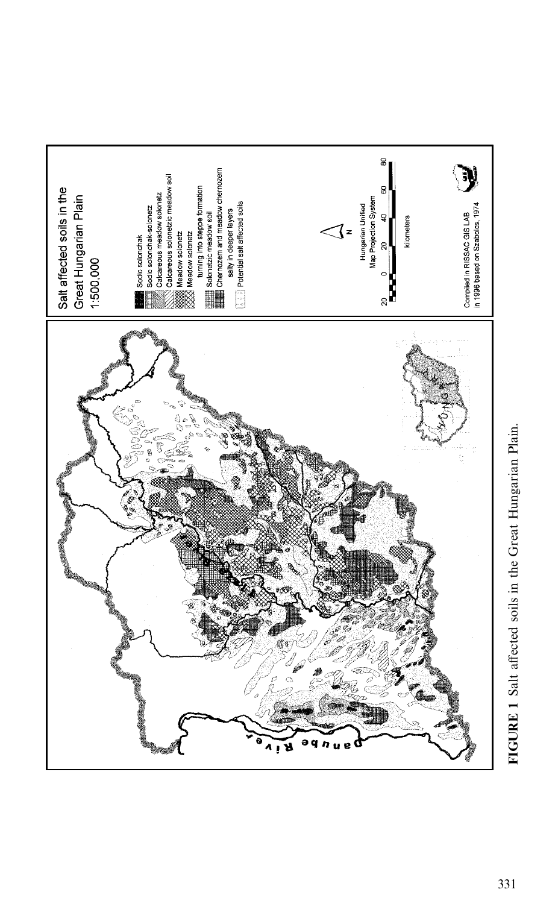Salt affected soils in the Great Hungarian Plain
1:500,000

- Sodic solonchak
- Sodic solonchak-solonetz
- Calcareous meadow solonetz
- Calcareous solonetzic meadow soil
- Meadow solonetz
- Meadow solonetz turning into steppe formation
- Solonetzic meadow soil
- Chernozem and meadow chernozem salty in deeper layers
- Potential salt affected soils

Hungarian Unified Map Projection System

20 0 20 40 60 80 kilometers

Compiled in RISSAC GIS LAB in 1996 based on Szabolcs, 1974

Danube River

**FIGURE 1** Salt affected soils in the Great Hungarian Plain.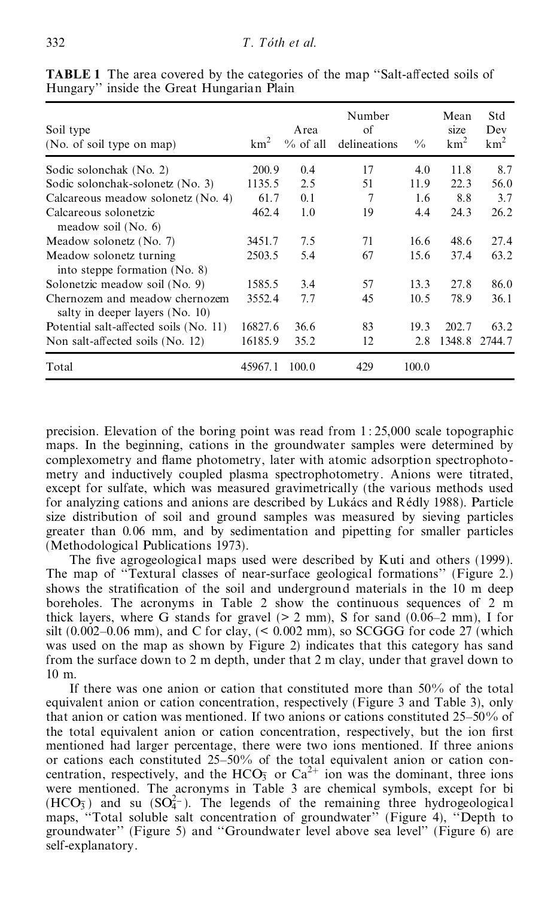**TABLE 1** The area covered by the categories of the map "Salt-affected soils of Hungary" inside the Great Hungarian Plain

| Soil type (No. of soil type on map) | $km^2$ | Area % of all | Number of delineations | % | Mean size $km^2$ | Std Dev $km^2$ |
|---|---|---|---|---|---|---|
| Sodic solonchak (No. 2) | 200.9 | 0.4 | 17 | 4.0 | 11.8 | 8.7 |
| Sodic solonchak-solonetz (No. 3) | 1135.5 | 2.5 | 51 | 11.9 | 22.3 | 56.0 |
| Calcareous meadow solonetz (No. 4) | 61.7 | 0.1 | 7 | 1.6 | 8.8 | 3.7 |
| Calcareous solonetzic meadow soil (No. 6) | 462.4 | 1.0 | 19 | 4.4 | 24.3 | 26.2 |
| Meadow solonetz (No. 7) | 3451.7 | 7.5 | 71 | 16.6 | 48.6 | 27.4 |
| Meadow solonetz turning into steppe formation (No. 8) | 2503.5 | 5.4 | 67 | 15.6 | 37.4 | 63.2 |
| Solonetzic meadow soil (No. 9) | 1585.5 | 3.4 | 57 | 13.3 | 27.8 | 86.0 |
| Chernozem and meadow chernozem salty in deeper layers (No. 10) | 3552.4 | 7.7 | 45 | 10.5 | 78.9 | 36.1 |
| Potential salt-affected soils (No. 11) | 16827.6 | 36.6 | 83 | 19.3 | 202.7 | 63.2 |
| Non salt-affected soils (No. 12) | 16185.9 | 35.2 | 12 | 2.8 | 1348.8 | 2744.7 |
| Total | 45967.1 | 100.0 | 429 | 100.0 | | |

precision. Elevation of the boring point was read from 1 : 25,000 scale topographic maps. In the beginning, cations in the groundwater samples were determined by complexometry and flame photometry, later with atomic adsorption spectrophotometry and inductively coupled plasma spectrophotometry. Anions were titrated, except for sulfate, which was measured gravimetrically (the various methods used for analyzing cations and anions are described by Lukács and Rédly 1988). Particle size distribution of soil and ground samples was measured by sieving particles greater than 0.06 mm, and by sedimentation and pipetting for smaller particles (Methodological Publications 1973).

The five agrogeological maps used were described by Kuti and others (1999). The map of "Textural classes of near-surface geological formations" (Figure 2.) shows the stratification of the soil and underground materials in the 10 m deep boreholes. The acronyms in Table 2 show the continuous sequences of 2 m thick layers, where G stands for gravel (> 2 mm), S for sand (0.06–2 mm), I for silt (0.002–0.06 mm), and C for clay, (< 0.002 mm), so SCGGG for code 27 (which was used on the map as shown by Figure 2) indicates that this category has sand from the surface down to 2 m depth, under that 2 m clay, under that gravel down to 10 m.

If there was one anion or cation that constituted more than 50% of the total equivalent anion or cation concentration, respectively (Figure 3 and Table 3), only that anion or cation was mentioned. If two anions or cations constituted 25–50% of the total equivalent anion or cation concentration, respectively, but the ion first mentioned had larger percentage, there were two ions mentioned. If three anions or cations each constituted 25–50% of the total equivalent anion or cation concentration, respectively, and the $HCO_3^-$ or $Ca^{2+}$ ion was the dominant, three ions were mentioned. The acronyms in Table 3 are chemical symbols, except for bi ($HCO_3^-$) and su ($SO_4^{2-}$). The legends of the remaining three hydrogeological maps, "Total soluble salt concentration of groundwater" (Figure 4), "Depth to groundwater" (Figure 5) and "Groundwater level above sea level" (Figure 6) are self-explanatory.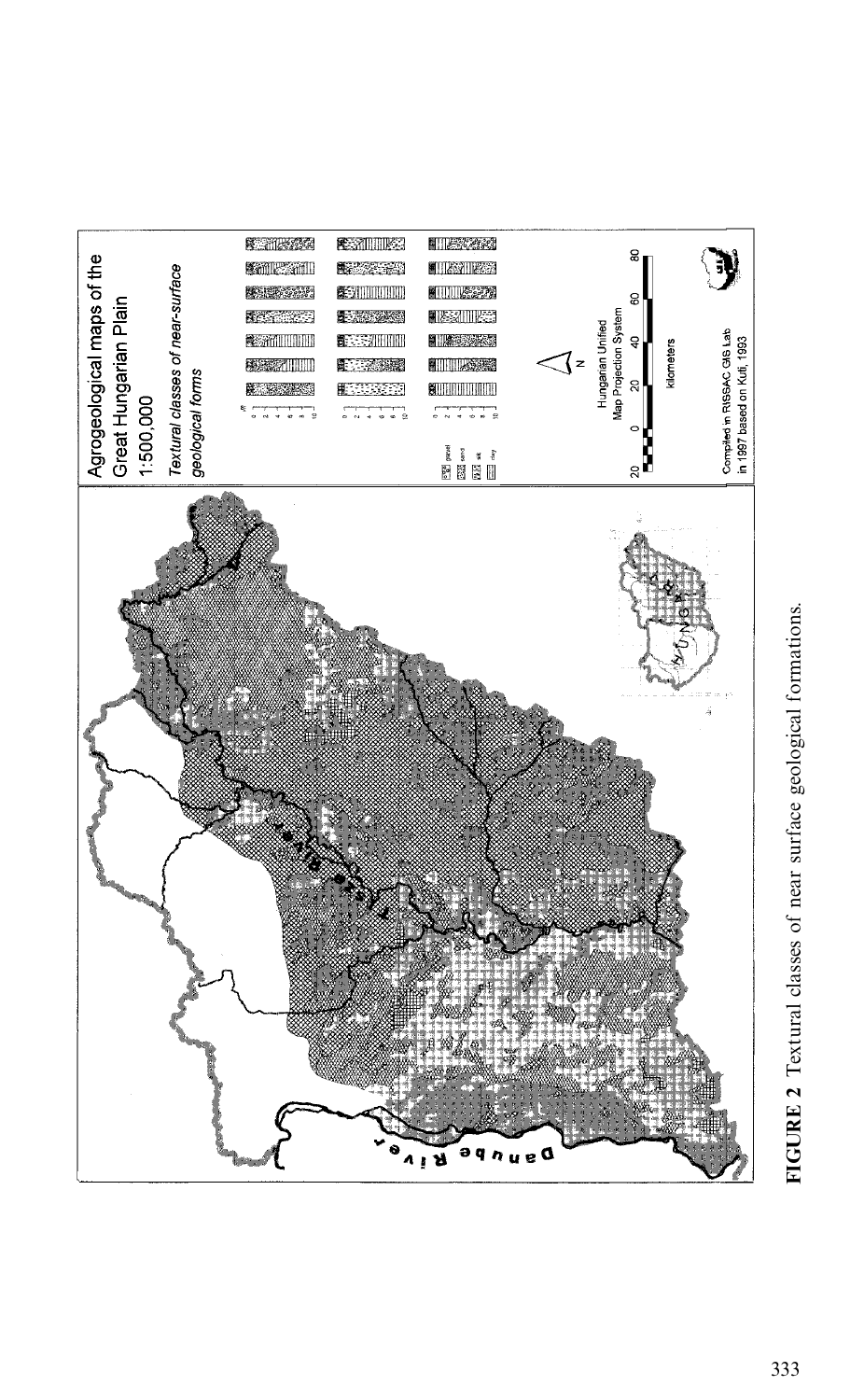FIGURE 2 Textual classes of near surface geological formations.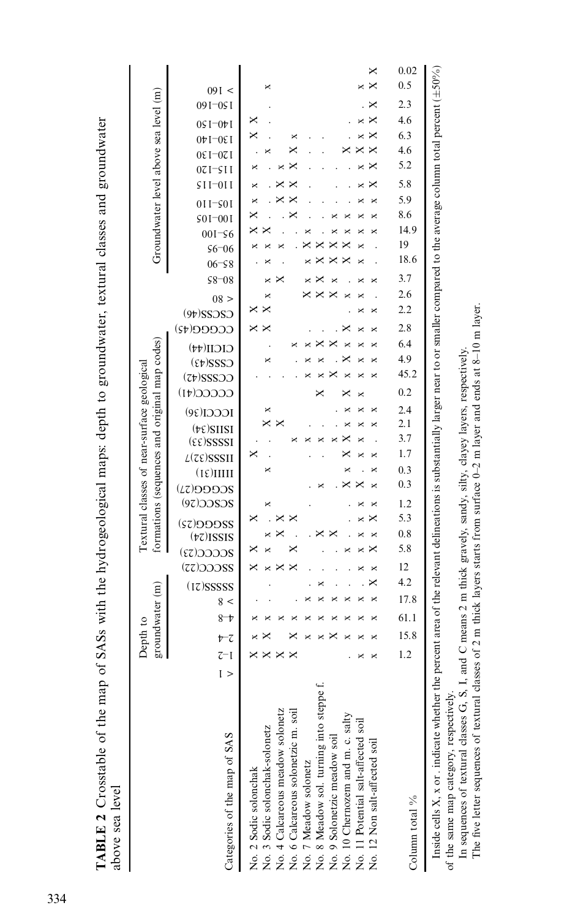**TABLE 2** Crosstable of the map of SASs with the hydrogeological maps: depth to groundwater, textural classes and groundwater above sea level

| Categories of the map of SAS | Depth to groundwater (m) | | | | | Textural classes of near-surface geological formations (sequences and original map codes) | | | | | | | | | | | | | | | | | | Groundwater level above sea level (m) | | | | | | | | | | | | | |
|---|---|---|---|---|---|---|---|---|---|---|---|---|---|---|---|---|---|---|---|---|---|---|---|---|---|---|---|---|---|---|---|---|---|---|---|---|---|
| | < 1 | 1–2 | 2–4 | 4–8 | > 8 | SSSSS(21) | SSCCC(22) | SCCCC(23) | SISSI(24) | SSGGG(25) | SCSCC(26) | SCGGG(27) | IIIII(31) | IISSS(32)/7 | ISSSS(33) | ISIIS(34) | ICCCI(36) | CCCCC(41) | CCSSS(42) | CSSSS(43) | CICII(44) | CCGGG(45) | CSCSS(46) | < 80 | 80–85 | 85–90 | 90–95 | 95–100 | 100–105 | 105–110 | 110–115 | 115–120 | 120–130 | 130–140 | 140–150 | 150–160 | > 160 |
| No. 2 Sodic solonchak | X | x | x | . | . | . | X | X | X | X | x | . | . | X | . | . | . | . | . | . | . | X | X | . | . | . | x | X | X | x | x | x | . | . | X | X | . |
| No. 3 Sodic solonchak-solonetz | X | X | x | . | . | . | x | x | x | x | x | . | x | . | . | X | x | . | . | x | . | X | X | x | x | x | x | X | X | x | x | . | x | x | X | . | x |
| No. 4 Calcareous meadow solonetz | X | . | x | . | . | . | X | x | X | X | . | . | . | . | . | . | x | . | . | . | . | . | . | . | X | . | x | . | . | . | X | x | . | . | . | . | . |
| No. 6 Calcareous solonetzic m. soil | X | X | x | . | . | . | X | X | . | X | . | . | . | . | x | . | . | . | . | . | x | . | . | . | . | . | . | . | X | X | X | X | X | . | . | . | . |
| No. 7 Meadow solonetz | . | x | x | x | . | x | . | . | . | . | . | . | . | . | x | . | . | . | x | x | x | . | . | X | x | X | X | x | . | X | . | . | X | . | . | . | . |
| No. 8 Meadow sol. turning into steppe f. | . | x | x | x | x | x | . | . | . | X | . | x | . | x | . | . | . | X | x | x | X | . | . | X | X | X | X | . | . | . | . | . | . | . | . | . | . |
| No. 9 Solonetzic meadow soil | . | X | x | x | . | x | . | . | . | X | . | . | . | . | x | . | . | . | X | x | X | . | . | X | x | X | X | X | X | . | . | . | . | . | . | . | . |
| No. 10 Chernozem and m. c. salty | . | x | x | x | . | x | . | x | . | . | . | X | x | X | X | x | x | X | x | X | x | X | . | . | . | X | X | x | x | . | . | . | X | . | . | . | . |
| No. 11 Potential salt-affected soil | x | x | x | x | . | x | x | x | . | x | x | X | . | x | x | x | x | x | x | x | x | x | x | x | x | x | x | x | x | x | x | x | X | x | x | . | x |
| No. 12 Non salt-affected soil | x | x | x | x | X | x | x | X | x | X | x | x | x | x | . | x | x | . | x | x | x | x | x | . | x | . | x | x | x | x | X | X | X | X | X | X | X |
| Column total % | 1.2 | 15.8 | 61.1 | 17.8 | 4.2 | 12 | 5.8 | 0.8 | 5.3 | 1.2 | 0.3 | 0.3 | 1.7 | 3.7 | 2.1 | 2.4 | 0.2 | 45.2 | 4.9 | 6.4 | 2.8 | 2.2 | 2.6 | 3.7 | 18.6 | 19 | 14.9 | 8.6 | 5.9 | 5.8 | 5.2 | 4.6 | 6.3 | 4.6 | 2.3 | 0.5 | 0.02 |

Inside cells X, x or . indicate whether the percent area of the relevant delineations is substantially larger near to or smaller compared to the average column total percent (±50%) of the same map category, respectively.

In sequences of textural classes G, S, I, and C means 2 m thick gravely, sandy, silty, clayey layers, respectively.

The five letter sequences of textural classes of 2 m thick layers starts from surface 0–2 m layer and ends at 8–10 m layer.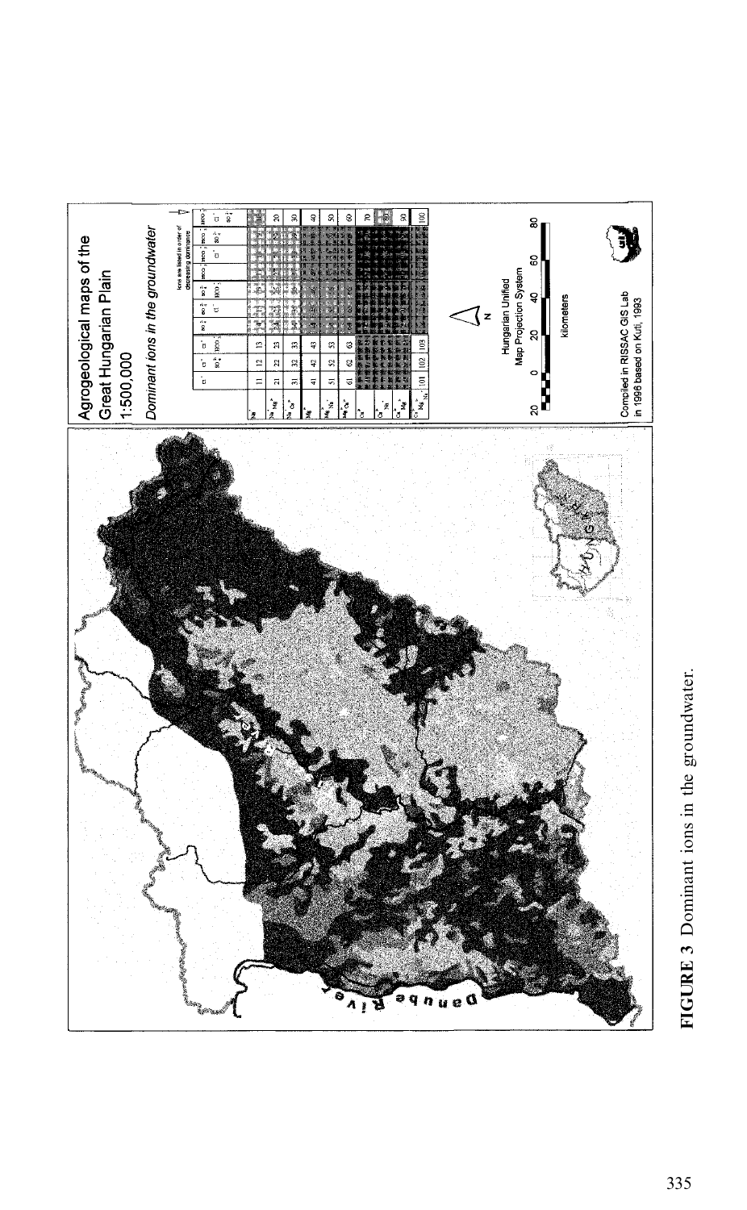FIGURE 3 Dominant ions in the groundwater.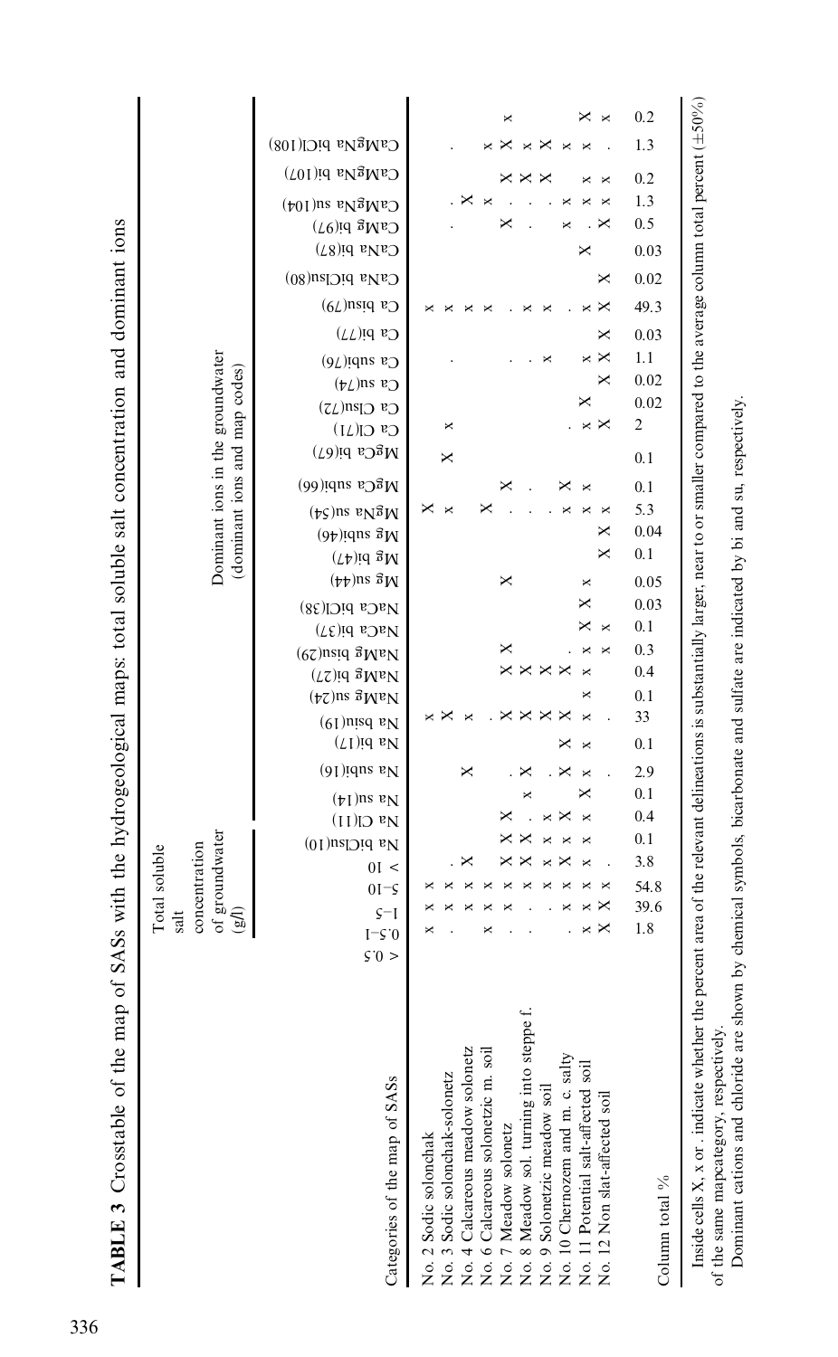**TABLE 3** Crosstable of the map of SASs with the hydrogeological maps: total soluble salt concentration and dominant ions

| Categories of the map of SASs | Total soluble salt concentration of groundwater (g/l) | | | | | Dominant ions in the groundwater (dominant ions and map codes) | | | | | | | | | | | | | | | | | | | | | | | | | | | | | |
|---|---|---|---|---|---|---|---|---|---|---|---|---|---|---|---|---|---|---|---|---|---|---|---|---|---|---|---|---|---|---|---|---|---|---|---|
| | < 0.5 | 0.5–1 | 1–5 | 5–10 | > 10 | Na biClsu(10) | Na Cl(11) | Na su(14) | Na subi(16) | Na bi(17) | Na bisu(19) | NaMg su(24) | NaMg bi(27) | NaMg bisu(29) | NaCa bi(37) | NaCa biCl(38) | Mg su(44) | Mg bi(47) | Mg subi(46) | MgNa su(54) | MgCa subi(66) | MgCa bi(67) | Ca Cl(71) | Ca Clsu(72) | Ca su(74) | Ca subi(76) | Ca bi(77) | Ca bisu(79) | CaNa biClsu(80) | CaNa bi(87) | CaMg bi(97) | CaMgNa su(104) | CaMgNa bi(107) | CaMgNa biCl(108) | |
| No. 2 Sodic solonchak | | x | x | x | | | | | | | x | | | | | | | | | X | | | | | | | | x | | | | | | | |
| No. 3 Sodic solonchak-solonetz | | . | x | x | . | | | | | | X | | | | | | | | | x | | X | x | | | . | | x | | | | . | | . | |
| No. 4 Calcareous meadow solonetz | | x | x | X | | | | | X | | x | | | | | | | | | | | | | | | | | x | | | | X | | | |
| No. 6 Calcareous solonetzic m. soil | | x | x | x | | | | | | | . | | | | | | | | | X | | | | | | | | x | | | | x | | x | |
| No. 7 Meadow solonetz | | . | x | x | x | X | X | | | | X | | X | X | | | X | | | | X | | | | | | | | | | X | . | X | X | x |
| No. 8 Meadow sol. turning into steppe f. | | . | . | x | x | X | . | x | . | | X | x | X | X | | | | | | | . | | | | | . | | x | | | . | . | X | x | |
| No. 9 Solonetzic meadow soil | | . | x | x | x | x | x | | X | | X | | X | | | | | | | | | | | | | x | | x | | | | . | X | X | |
| No. 10 Chernozem and m. c. salty | | . | x | x | x | X | X | | . | X | X | | X | . | X | | | | | . | X | | | . | | | | | | | x | x | | x | |
| No. 11 Potential salt-affected soil | | x | x | x | x | | x | X | x | x | x | x | x | x | X | X | x | | | x | x | | x | X | | x | | . | | X | . | x | x | x | X |
| No. 12 Non slat-affected soil | | X | X | x | . | | | | . | | . | | | x | x | | | X | X | x | | | X | | X | X | X | X | X | | X | x | x | . | x |
| Column total % | | 1.8 | 39.6 | 54.8 | 3.8 | 0.1 | 0.4 | 0.1 | 2.9 | 0.1 | 33 | 0.1 | 0.4 | 0.3 | 0.1 | 0.03 | 0.05 | 0.1 | 0.04 | 5.3 | 0.1 | 0.1 | 2 | 0.02 | 0.02 | 1.1 | 0.03 | 49.3 | 0.02 | 0.03 | 0.5 | 1.3 | 0.2 | 1.3 | 0.2 |

Inside cells X, x or . indicate whether the percent area of the relevant delineations is substantially larger, near to or smaller compared to the average column total percent (±50%) of the same mapcategory, respectively.

Dominant cations and chloride are shown by chemical symbols, bicarbonate and sulfate are indicated by bi and su, respectively.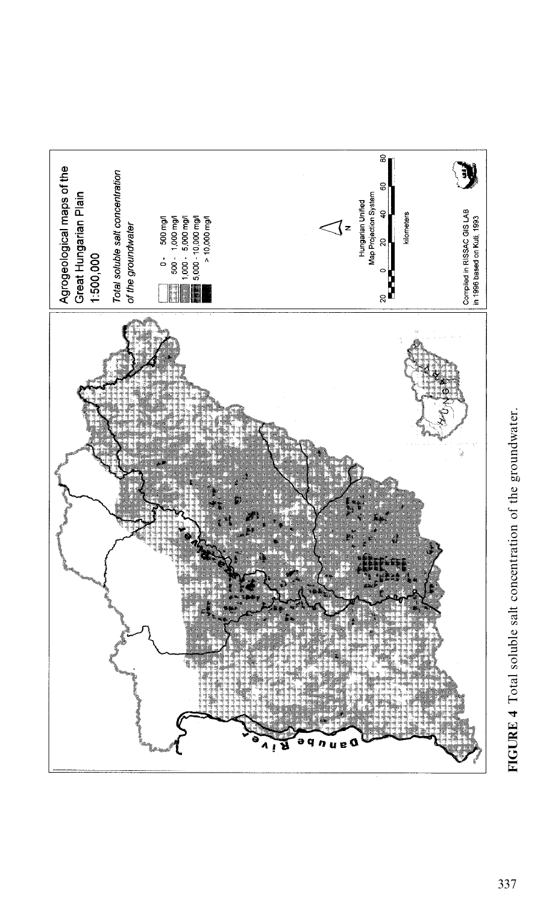**FIGURE 4** Total soluble salt concentration of the groundwater.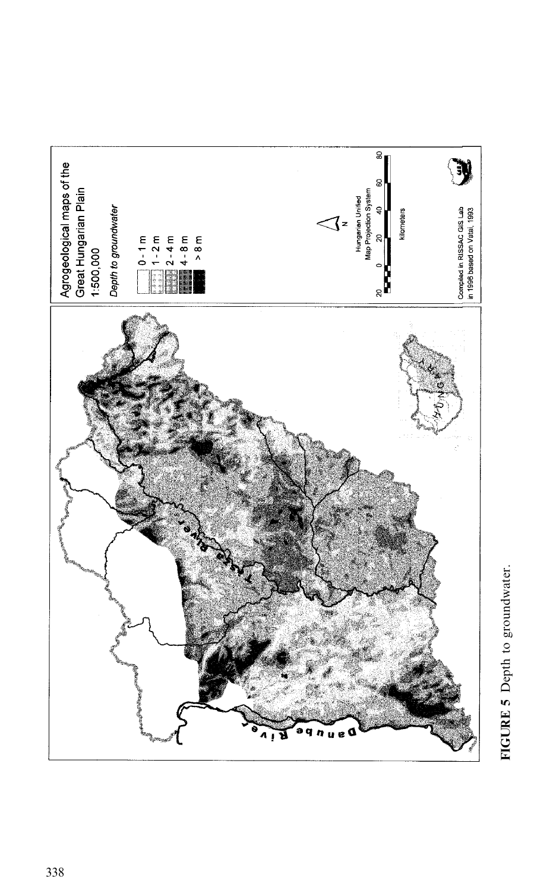FIGURE 5 Depth to groundwater.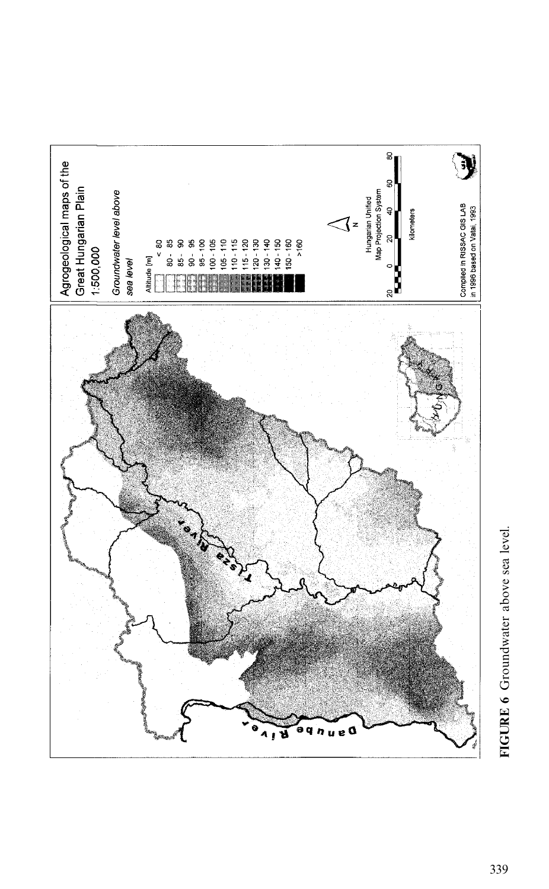Agrogeological maps of the Great Hungarian Plain
1:500,000

*Groundwater level above sea level*

Altitude [m]

- < 80
- 80 - 85
- 85 - 90
- 90 - 95
- 95 - 100
- 100 - 105
- 105 - 110
- 110 - 115
- 115 - 120
- 120 - 130
- 130 - 140
- 140 - 150
- 150 - 160
- > 160

N

Hungarian Unified Map Projection System

20 0 20 40 60 80
kilometers

Compiled in RISSAC GIS LAB in 1996 based on Vatai, 1993

Tisza River

Danube River

**FIGURE 6** Groundwater above sea level.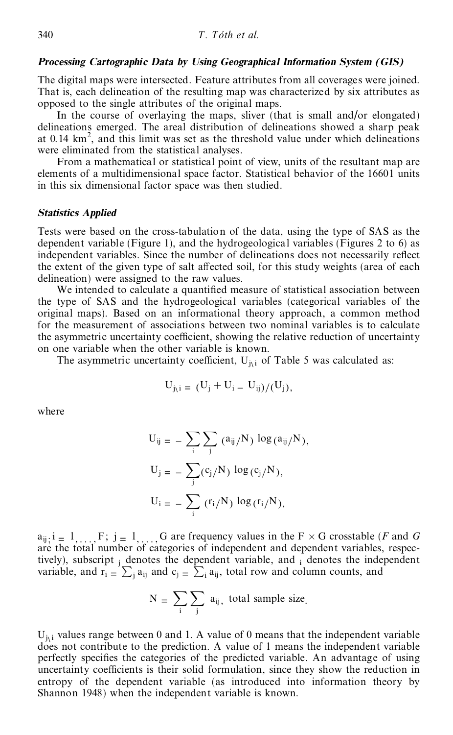### *Processing Cartographic Data by Using Geographical Information System (GIS)*

The digital maps were intersected. Feature attributes from all coverages were joined. That is, each delineation of the resulting map was characterized by six attributes as opposed to the single attributes of the original maps.

In the course of overlaying the maps, sliver (that is small and/or elongated) delineations emerged. The areal distribution of delineations showed a sharp peak at 0.14 $km^2$, and this limit was set as the threshold value under which delineations were eliminated from the statistical analyses.

From a mathematical or statistical point of view, units of the resultant map are elements of a multidimensional space factor. Statistical behavior of the 16601 units in this six dimensional factor space was then studied.

### *Statistics Applied*

Tests were based on the cross-tabulation of the data, using the type of SAS as the dependent variable (Figure 1), and the hydrogeological variables (Figures 2 to 6) as independent variables. Since the number of delineations does not necessarily reflect the extent of the given type of salt affected soil, for this study weights (area of each delineation) were assigned to the raw values.

We intended to calculate a quantified measure of statistical association between the type of SAS and the hydrogeological variables (categorical variables of the original maps). Based on an informational theory approach, a common method for the measurement of associations between two nominal variables is to calculate the asymmetric uncertainty coefficient, showing the relative reduction of uncertainty on one variable when the other variable is known.

The asymmetric uncertainty coefficient, $U_{j\backslash i}$ of Table 5 was calculated as:

$$U_{j\backslash i} = (U_j + U_i - U_{ij})/(U_j),$$

where

$$U_{ij} = -\sum_i \sum_j (a_{ij}/N) \log(a_{ij}/N),$$

$$U_j = -\sum_j (c_j/N) \log(c_j/N),$$

$$U_i = -\sum_i (r_i/N) \log(r_i/N),$$

$a_{ij}$; $i = 1, \ldots, F$; $j = 1, \ldots, G$ are frequency values in the $F \times G$ crosstable ($F$ and $G$ are the total number of categories of independent and dependent variables, respectively), subscript $_j$ denotes the dependent variable, and $_i$ denotes the independent variable, and $r_i = \sum_j a_{ij}$ and $c_j = \sum_i a_{ij}$, total row and column counts, and

$$N = \sum_i \sum_j a_{ij}, \text{ total sample size.}$$

$U_{j\backslash i}$ values range between 0 and 1. A value of 0 means that the independent variable does not contribute to the prediction. A value of 1 means the independent variable perfectly specifies the categories of the predicted variable. An advantage of using uncertainty coefficients is their solid formulation, since they show the reduction in entropy of the dependent variable (as introduced into information theory by Shannon 1948) when the independent variable is known.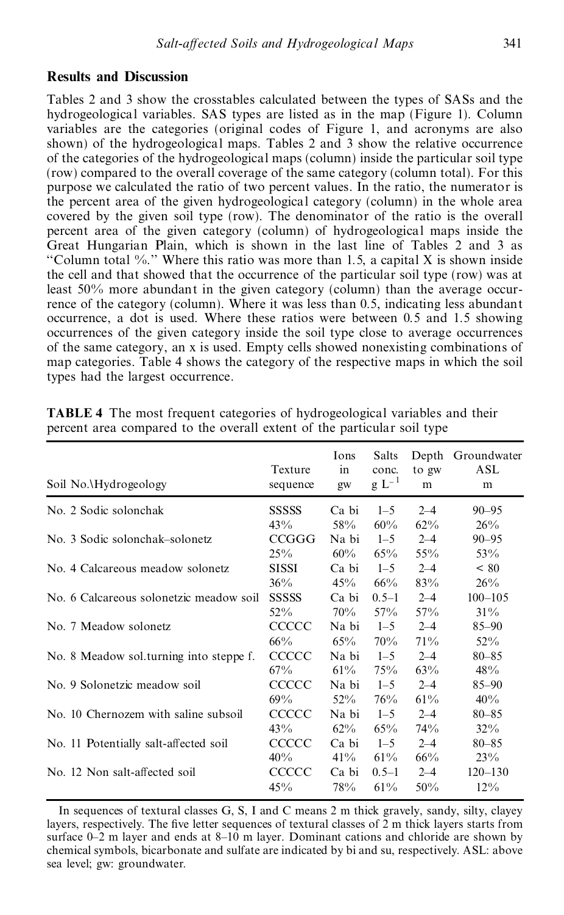## Results and Discussion

Tables 2 and 3 show the crosstables calculated between the types of SASs and the hydrogeological variables. SAS types are listed as in the map (Figure 1). Column variables are the categories (original codes of Figure 1, and acronyms are also shown) of the hydrogeological maps. Tables 2 and 3 show the relative occurrence of the categories of the hydrogeological maps (column) inside the particular soil type (row) compared to the overall coverage of the same category (column total). For this purpose we calculated the ratio of two percent values. In the ratio, the numerator is the percent area of the given hydrogeological category (column) in the whole area covered by the given soil type (row). The denominator of the ratio is the overall percent area of the given category (column) of hydrogeological maps inside the Great Hungarian Plain, which is shown in the last line of Tables 2 and 3 as "Column total %." Where this ratio was more than 1.5, a capital X is shown inside the cell and that showed that the occurrence of the particular soil type (row) was at least 50% more abundant in the given category (column) than the average occurrence of the category (column). Where it was less than 0.5, indicating less abundant occurrence, a dot is used. Where these ratios were between 0.5 and 1.5 showing occurrences of the given category inside the soil type close to average occurrences of the same category, an x is used. Empty cells showed nonexisting combinations of map categories. Table 4 shows the category of the respective maps in which the soil types had the largest occurrence.

**TABLE 4** The most frequent categories of hydrogeological variables and their percent area compared to the overall extent of the particular soil type

| Soil No.\Hydrogeology | Texture sequence | Ions in gw | Salts conc. $g\ L^{-1}$ | Depth to gw m | Groundwater ASL m |
|---|---|---|---|---|---|
| No. 2 Sodic solonchak | SSSSS | Ca bi | 1–5 | 2–4 | 90–95 |
| | 43% | 58% | 60% | 62% | 26% |
| No. 3 Sodic solonchak–solonetz | CCGGG | Na bi | 1–5 | 2–4 | 90–95 |
| | 25% | 60% | 65% | 55% | 53% |
| No. 4 Calcareous meadow solonetz | SISSI | Ca bi | 1–5 | 2–4 | < 80 |
| | 36% | 45% | 66% | 83% | 26% |
| No. 6 Calcareous solonetzic meadow soil | SSSSS | Ca bi | 0.5–1 | 2–4 | 100–105 |
| | 52% | 70% | 57% | 57% | 31% |
| No. 7 Meadow solonetz | CCCCC | Na bi | 1–5 | 2–4 | 85–90 |
| | 66% | 65% | 70% | 71% | 52% |
| No. 8 Meadow sol.turning into steppe f. | CCCCC | Na bi | 1–5 | 2–4 | 80–85 |
| | 67% | 61% | 75% | 63% | 48% |
| No. 9 Solonetzic meadow soil | CCCCC | Na bi | 1–5 | 2–4 | 85–90 |
| | 69% | 52% | 76% | 61% | 40% |
| No. 10 Chernozem with saline subsoil | CCCCC | Na bi | 1–5 | 2–4 | 80–85 |
| | 43% | 62% | 65% | 74% | 32% |
| No. 11 Potentially salt-affected soil | CCCCC | Ca bi | 1–5 | 2–4 | 80–85 |
| | 40% | 41% | 61% | 66% | 23% |
| No. 12 Non salt-affected soil | CCCCC | Ca bi | 0.5–1 | 2–4 | 120–130 |
| | 45% | 78% | 61% | 50% | 12% |

In sequences of textural classes G, S, I and C means 2 m thick gravely, sandy, silty, clayey layers, respectively. The five letter sequences of textural classes of 2 m thick layers starts from surface 0–2 m layer and ends at 8–10 m layer. Dominant cations and chloride are shown by chemical symbols, bicarbonate and sulfate are indicated by bi and su, respectively. ASL: above sea level; gw: groundwater.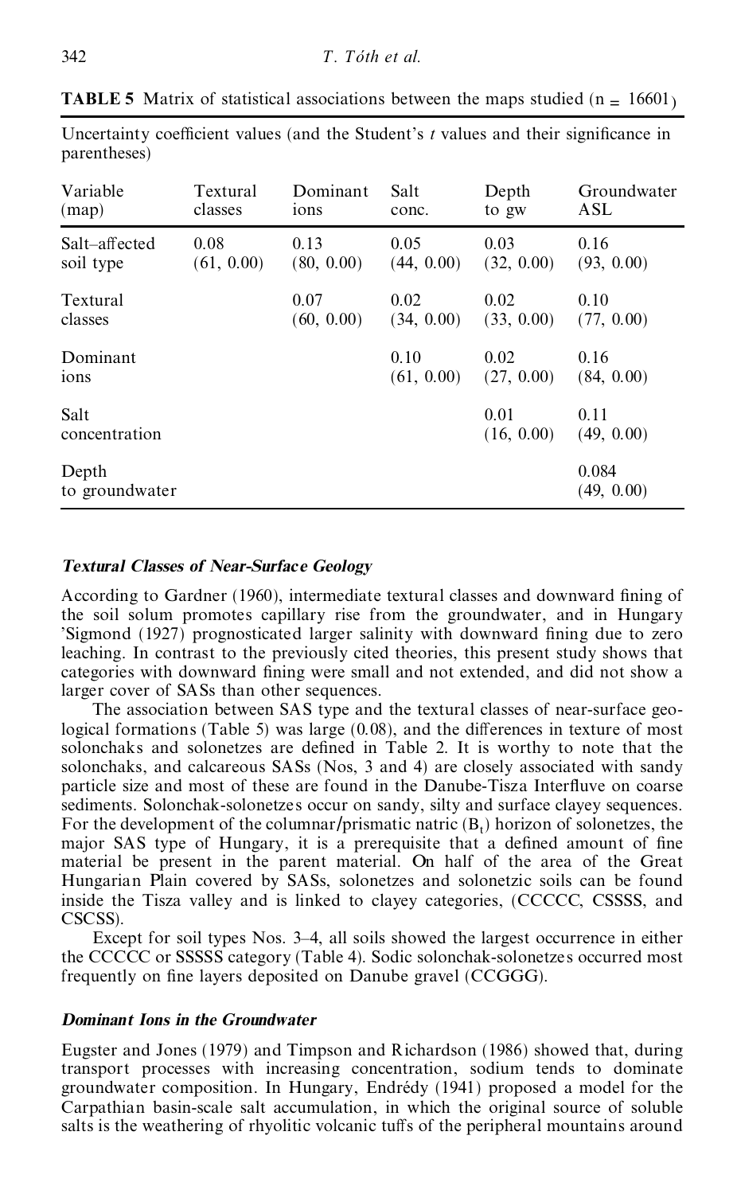**TABLE 5** Matrix of statistical associations between the maps studied ($n = 16601$)

Uncertainty coefficient values (and the Student's $t$ values and their significance in parentheses)

| Variable (map) | Textural classes | Dominant ions | Salt conc. | Depth to gw | Groundwater ASL |
|---|---|---|---|---|---|
| Salt–affected soil type | 0.08 (61, 0.00) | 0.13 (80, 0.00) | 0.05 (44, 0.00) | 0.03 (32, 0.00) | 0.16 (93, 0.00) |
| Textural classes | | 0.07 (60, 0.00) | 0.02 (34, 0.00) | 0.02 (33, 0.00) | 0.10 (77, 0.00) |
| Dominant ions | | | 0.10 (61, 0.00) | 0.02 (27, 0.00) | 0.16 (84, 0.00) |
| Salt concentration | | | | 0.01 (16, 0.00) | 0.11 (49, 0.00) |
| Depth to groundwater | | | | | 0.084 (49, 0.00) |

### *Textural Classes of Near-Surface Geology*

According to Gardner (1960), intermediate textural classes and downward fining of the soil solum promotes capillary rise from the groundwater, and in Hungary 'Sigmond (1927) prognosticated larger salinity with downward fining due to zero leaching. In contrast to the previously cited theories, this present study shows that categories with downward fining were small and not extended, and did not show a larger cover of SASs than other sequences.

The association between SAS type and the textural classes of near-surface geological formations (Table 5) was large (0.08), and the differences in texture of most solonchaks and solonetzes are defined in Table 2. It is worthy to note that the solonchaks, and calcareous SASs (Nos, 3 and 4) are closely associated with sandy particle size and most of these are found in the Danube-Tisza Interfluve on coarse sediments. Solonchak-solonetzes occur on sandy, silty and surface clayey sequences. For the development of the columnar/prismatic natric ($B_t$) horizon of solonetzes, the major SAS type of Hungary, it is a prerequisite that a defined amount of fine material be present in the parent material. On half of the area of the Great Hungarian Plain covered by SASs, solonetzes and solonetzic soils can be found inside the Tisza valley and is linked to clayey categories, (CCCCC, CSSSS, and CSCSS).

Except for soil types Nos. 3–4, all soils showed the largest occurrence in either the CCCCC or SSSSS category (Table 4). Sodic solonchak-solonetzes occurred most frequently on fine layers deposited on Danube gravel (CCGGG).

### *Dominant Ions in the Groundwater*

Eugster and Jones (1979) and Timpson and Richardson (1986) showed that, during transport processes with increasing concentration, sodium tends to dominate groundwater composition. In Hungary, Endrédy (1941) proposed a model for the Carpathian basin-scale salt accumulation, in which the original source of soluble salts is the weathering of rhyolitic volcanic tuffs of the peripheral mountains around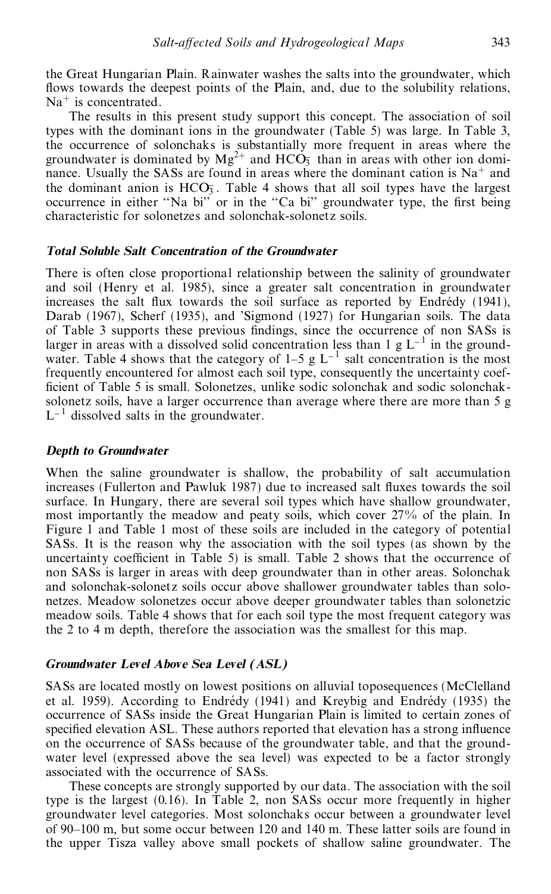the Great Hungarian Plain. Rainwater washes the salts into the groundwater, which flows towards the deepest points of the Plain, and, due to the solubility relations, $Na^{+}$ is concentrated.

The results in this present study support this concept. The association of soil types with the dominant ions in the groundwater (Table 5) was large. In Table 3, the occurrence of solonchaks is substantially more frequent in areas where the groundwater is dominated by $Mg^{2+}$ and $HCO_3^-$ than in areas with other ion dominance. Usually the SASs are found in areas where the dominant cation is $Na^{+}$ and the dominant anion is $HCO_3^-$. Table 4 shows that all soil types have the largest occurrence in either "Na bi" or in the "Ca bi" groundwater type, the first being characteristic for solonetzes and solonchak-solonetz soils.

### *Total Soluble Salt Concentration of the Groundwater*

There is often close proportional relationship between the salinity of groundwater and soil (Henry et al. 1985), since a greater salt concentration in groundwater increases the salt flux towards the soil surface as reported by Endrédy (1941), Darab (1967), Scherf (1935), and 'Sigmond (1927) for Hungarian soils. The data of Table 3 supports these previous findings, since the occurrence of non SASs is larger in areas with a dissolved solid concentration less than 1 g $L^{-1}$ in the groundwater. Table 4 shows that the category of 1–5 g $L^{-1}$ salt concentration is the most frequently encountered for almost each soil type, consequently the uncertainty coefficient of Table 5 is small. Solonetzes, unlike sodic solonchak and sodic solonchak-solonetz soils, have a larger occurrence than average where there are more than 5 g $L^{-1}$ dissolved salts in the groundwater.

### *Depth to Groundwater*

When the saline groundwater is shallow, the probability of salt accumulation increases (Fullerton and Pawluk 1987) due to increased salt fluxes towards the soil surface. In Hungary, there are several soil types which have shallow groundwater, most importantly the meadow and peaty soils, which cover 27% of the plain. In Figure 1 and Table 1 most of these soils are included in the category of potential SASs. It is the reason why the association with the soil types (as shown by the uncertainty coefficient in Table 5) is small. Table 2 shows that the occurrence of non SASs is larger in areas with deep groundwater than in other areas. Solonchak and solonchak-solonetz soils occur above shallower groundwater tables than solonetzes. Meadow solonetzes occur above deeper groundwater tables than solonetzic meadow soils. Table 4 shows that for each soil type the most frequent category was the 2 to 4 m depth, therefore the association was the smallest for this map.

### *Groundwater Level Above Sea Level (ASL)*

SASs are located mostly on lowest positions on alluvial toposequences (McClelland et al. 1959). According to Endrédy (1941) and Kreybig and Endrédy (1935) the occurrence of SASs inside the Great Hungarian Plain is limited to certain zones of specified elevation ASL. These authors reported that elevation has a strong influence on the occurrence of SASs because of the groundwater table, and that the groundwater level (expressed above the sea level) was expected to be a factor strongly associated with the occurrence of SASs.

These concepts are strongly supported by our data. The association with the soil type is the largest (0.16). In Table 2, non SASs occur more frequently in higher groundwater level categories. Most solonchaks occur between a groundwater level of 90–100 m, but some occur between 120 and 140 m. These latter soils are found in the upper Tisza valley above small pockets of shallow saline groundwater. The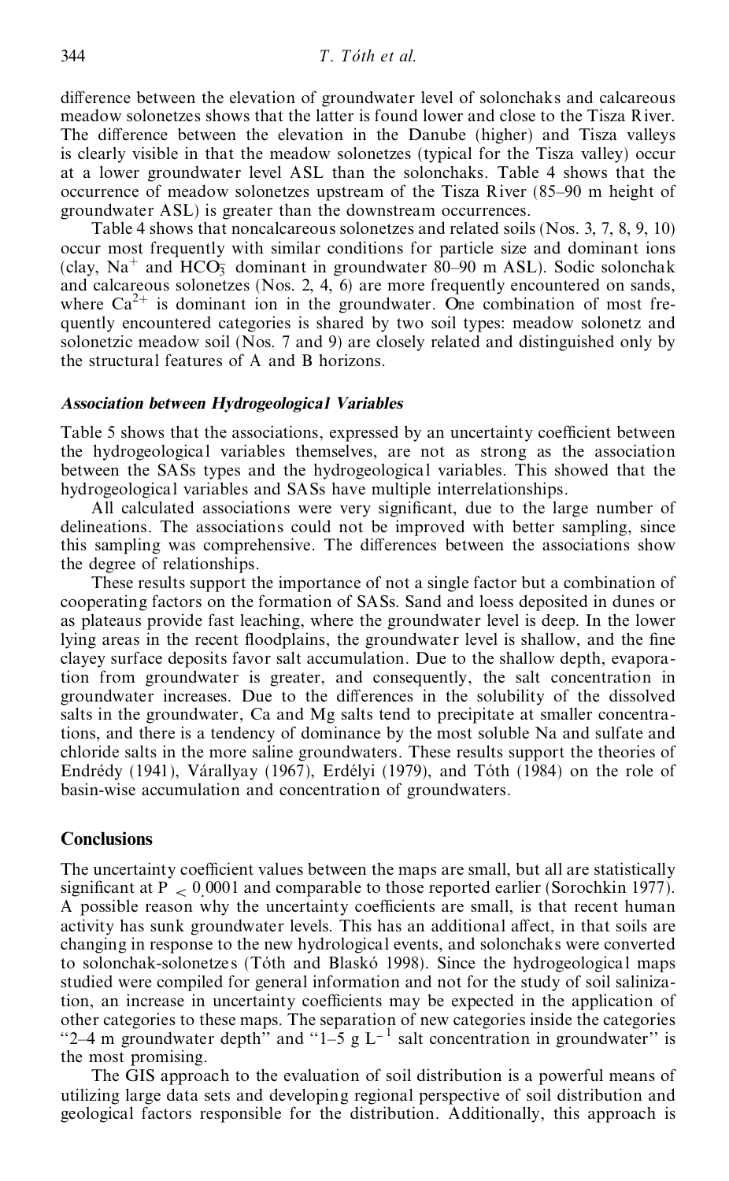difference between the elevation of groundwater level of solonchaks and calcareous meadow solonetzes shows that the latter is found lower and close to the Tisza River. The difference between the elevation in the Danube (higher) and Tisza valleys is clearly visible in that the meadow solonetzes (typical for the Tisza valley) occur at a lower groundwater level ASL than the solonchaks. Table 4 shows that the occurrence of meadow solonetzes upstream of the Tisza River (85–90 m height of groundwater ASL) is greater than the downstream occurrences.

Table 4 shows that noncalcareous solonetzes and related soils (Nos. 3, 7, 8, 9, 10) occur most frequently with similar conditions for particle size and dominant ions (clay, $Na^{+}$ and $HCO_3^{-}$ dominant in groundwater 80–90 m ASL). Sodic solonchak and calcareous solonetzes (Nos. 2, 4, 6) are more frequently encountered on sands, where $Ca^{2+}$ is dominant ion in the groundwater. One combination of most frequently encountered categories is shared by two soil types: meadow solonetz and solonetzic meadow soil (Nos. 7 and 9) are closely related and distinguished only by the structural features of A and B horizons.

### *Association between Hydrogeological Variables*

Table 5 shows that the associations, expressed by an uncertainty coefficient between the hydrogeological variables themselves, are not as strong as the association between the SASs types and the hydrogeological variables. This showed that the hydrogeological variables and SASs have multiple interrelationships.

All calculated associations were very significant, due to the large number of delineations. The associations could not be improved with better sampling, since this sampling was comprehensive. The differences between the associations show the degree of relationships.

These results support the importance of not a single factor but a combination of cooperating factors on the formation of SASs. Sand and loess deposited in dunes or as plateaus provide fast leaching, where the groundwater level is deep. In the lower lying areas in the recent floodplains, the groundwater level is shallow, and the fine clayey surface deposits favor salt accumulation. Due to the shallow depth, evaporation from groundwater is greater, and consequently, the salt concentration in groundwater increases. Due to the differences in the solubility of the dissolved salts in the groundwater, Ca and Mg salts tend to precipitate at smaller concentrations, and there is a tendency of dominance by the most soluble Na and sulfate and chloride salts in the more saline groundwaters. These results support the theories of Endrédy (1941), Várallyay (1967), Erdélyi (1979), and Tóth (1984) on the role of basin-wise accumulation and concentration of groundwaters.

## Conclusions

The uncertainty coefficient values between the maps are small, but all are statistically significant at $P < 0.0001$ and comparable to those reported earlier (Sorochkin 1977). A possible reason why the uncertainty coefficients are small, is that recent human activity has sunk groundwater levels. This has an additional affect, in that soils are changing in response to the new hydrological events, and solonchaks were converted to solonchak-solonetzes (Tóth and Blaskó 1998). Since the hydrogeological maps studied were compiled for general information and not for the study of soil salinization, an increase in uncertainty coefficients may be expected in the application of other categories to these maps. The separation of new categories inside the categories "2–4 m groundwater depth" and "1–5 g $L^{-1}$ salt concentration in groundwater" is the most promising.

The GIS approach to the evaluation of soil distribution is a powerful means of utilizing large data sets and developing regional perspective of soil distribution and geological factors responsible for the distribution. Additionally, this approach is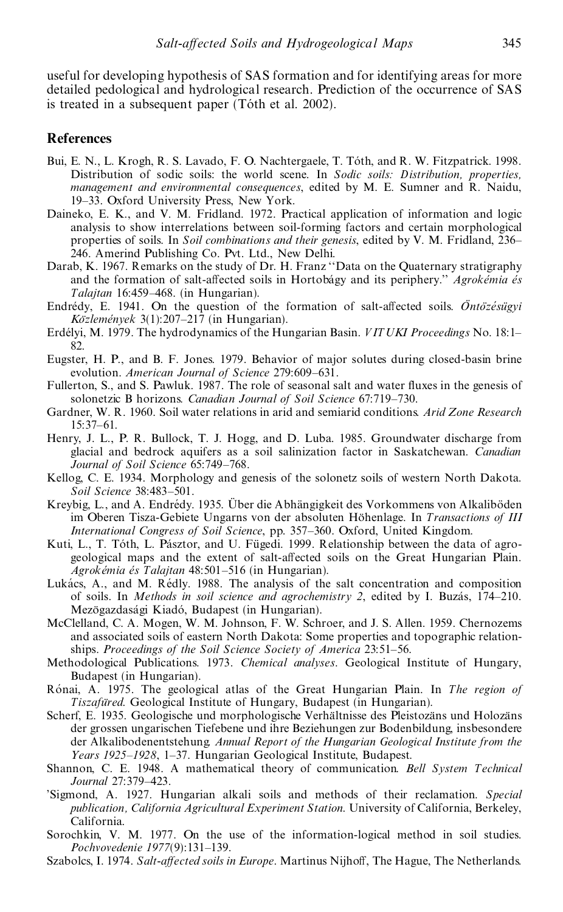useful for developing hypothesis of SAS formation and for identifying areas for more detailed pedological and hydrological research. Prediction of the occurrence of SAS is treated in a subsequent paper (Tóth et al. 2002).

## References

Bui, E. N., L. Krogh, R. S. Lavado, F. O. Nachtergaele, T. Tóth, and R. W. Fitzpatrick. 1998. Distribution of sodic soils: the world scene. In *Sodic soils: Distribution, properties, management and environmental consequences*, edited by M. E. Sumner and R. Naidu, 19–33. Oxford University Press, New York.

Daineko, E. K., and V. M. Fridland. 1972. Practical application of information and logic analysis to show interrelations between soil-forming factors and certain morphological properties of soils. In *Soil combinations and their genesis*, edited by V. M. Fridland, 236–246. Amerind Publishing Co. Pvt. Ltd., New Delhi.

Darab, K. 1967. Remarks on the study of Dr. H. Franz "Data on the Quaternary stratigraphy and the formation of salt-affected soils in Hortobágy and its periphery." *Agrokémia és Talajtan* 16:459–468. (in Hungarian).

Endrédy, E. 1941. On the question of the formation of salt-affected soils. *Öntözésügyi Közlemények* 3(1):207–217 (in Hungarian).

Erdélyi, M. 1979. The hydrodynamics of the Hungarian Basin. *VITUKI Proceedings* No. 18:1–82.

Eugster, H. P., and B. F. Jones. 1979. Behavior of major solutes during closed-basin brine evolution. *American Journal of Science* 279:609–631.

Fullerton, S., and S. Pawluk. 1987. The role of seasonal salt and water fluxes in the genesis of solonetzic B horizons. *Canadian Journal of Soil Science* 67:719–730.

Gardner, W. R. 1960. Soil water relations in arid and semiarid conditions. *Arid Zone Research* 15:37–61.

Henry, J. L., P. R. Bullock, T. J. Hogg, and D. Luba. 1985. Groundwater discharge from glacial and bedrock aquifers as a soil salinization factor in Saskatchewan. *Canadian Journal of Soil Science* 65:749–768.

Kellog, C. E. 1934. Morphology and genesis of the solonetz soils of western North Dakota. *Soil Science* 38:483–501.

Kreybig, L., and A. Endrédy. 1935. Über die Abhängigkeit des Vorkommens von Alkaliböden im Oberen Tisza-Gebiete Ungarns von der absoluten Höhenlage. In *Transactions of III International Congress of Soil Science*, pp. 357–360. Oxford, United Kingdom.

Kuti, L., T. Tóth, L. Pásztor, and U. Fügedi. 1999. Relationship between the data of agrogeological maps and the extent of salt-affected soils on the Great Hungarian Plain. *Agrokémia és Talajtan* 48:501–516 (in Hungarian).

Lukács, A., and M. Rédly. 1988. The analysis of the salt concentration and composition of soils. In *Methods in soil science and agrochemistry 2*, edited by I. Buzás, 174–210. Mezögazdasági Kiadó, Budapest (in Hungarian).

McClelland, C. A. Mogen, W. M. Johnson, F. W. Schroer, and J. S. Allen. 1959. Chernozems and associated soils of eastern North Dakota: Some properties and topographic relationships. *Proceedings of the Soil Science Society of America* 23:51–56.

Methodological Publications. 1973. *Chemical analyses*. Geological Institute of Hungary, Budapest (in Hungarian).

Rónai, A. 1975. The geological atlas of the Great Hungarian Plain. In *The region of Tiszafüred*. Geological Institute of Hungary, Budapest (in Hungarian).

Scherf, E. 1935. Geologische und morphologische Verhältnisse des Pleistozäns und Holozäns der grossen ungarischen Tiefebene und ihre Beziehungen zur Bodenbildung, insbesondere der Alkalibodenentstehung. *Annual Report of the Hungarian Geological Institute from the Years 1925–1928*, 1–37. Hungarian Geological Institute, Budapest.

Shannon, C. E. 1948. A mathematical theory of communication. *Bell System Technical Journal* 27:379–423.

'Sigmond, A. 1927. Hungarian alkali soils and methods of their reclamation. *Special publication, California Agricultural Experiment Station*. University of California, Berkeley, California.

Sorochkin, V. M. 1977. On the use of the information-logical method in soil studies. *Pochvovedenie 1977*(9):131–139.

Szabolcs, I. 1974. *Salt-affected soils in Europe*. Martinus Nijhoff, The Hague, The Netherlands.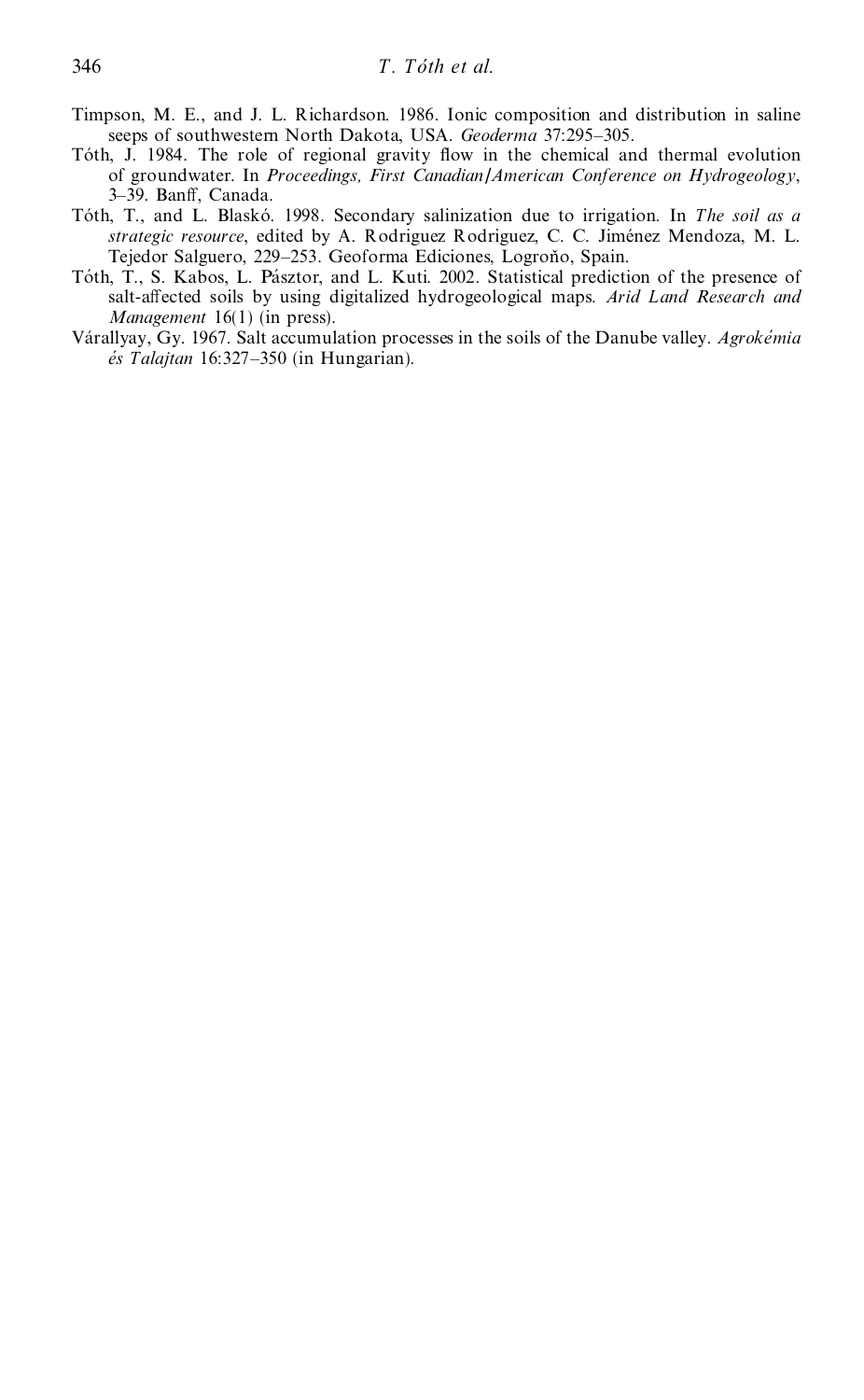Timpson, M. E., and J. L. Richardson. 1986. Ionic composition and distribution in saline seeps of southwestern North Dakota, USA. *Geoderma* 37:295–305.

Tóth, J. 1984. The role of regional gravity flow in the chemical and thermal evolution of groundwater. In *Proceedings, First Canadian/American Conference on Hydrogeology*, 3–39. Banff, Canada.

Tóth, T., and L. Blaskó. 1998. Secondary salinization due to irrigation. In *The soil as a strategic resource*, edited by A. Rodriguez Rodriguez, C. C. Jiménez Mendoza, M. L. Tejedor Salguero, 229–253. Geoforma Ediciones, Logroño, Spain.

Tóth, T., S. Kabos, L. Pásztor, and L. Kuti. 2002. Statistical prediction of the presence of salt-affected soils by using digitalized hydrogeological maps. *Arid Land Research and Management* 16(1) (in press).

Várallyay, Gy. 1967. Salt accumulation processes in the soils of the Danube valley. *Agrokémia és Talajtan* 16:327–350 (in Hungarian).